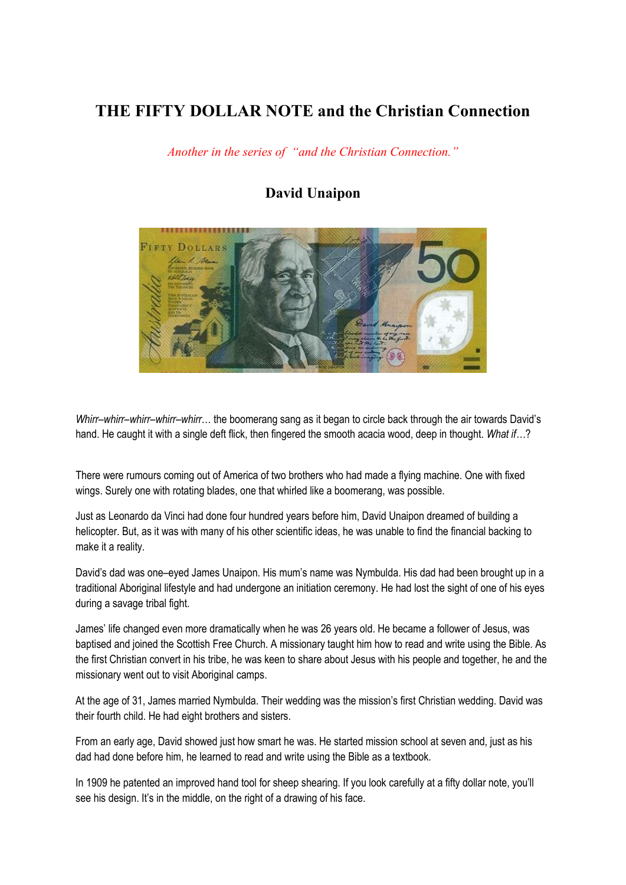# THE FIFTY DOLLAR NOTE and the Christian Connection

*Another in the series of "and the Christian Connection."*

## David Unaipon

*Whirr–whirr–whirr–whirr–whirr*… the boomerang sang as it began to circle back through the air towards David's hand. He caught it with a single deft flick, then fingered the smooth acacia wood, deep in thought. *What if*…?

There were rumours coming out of America of two brothers who had made a flying machine. One with fixed wings. Surely one with rotating blades, one that whirled like a boomerang, was possible.

Just as Leonardo da Vinci had done four hundred years before him, David Unaipon dreamed of building a helicopter. But, as it was with many of his other scientific ideas, he was unable to find the financial backing to make it a reality.

David's dad was one–eyed James Unaipon. His mum's name was Nymbulda. His dad had been brought up in a traditional Aboriginal lifestyle and had undergone an initiation ceremony. He had lost the sight of one of his eyes during a savage tribal fight.

James' life changed even more dramatically when he was 26 years old. He became a follower of Jesus, was baptised and joined the Scottish Free Church. A missionary taught him how to read and write using the Bible. As the first Christian convert in his tribe, he was keen to share about Jesus with his people and together, he and the missionary went out to visit Aboriginal camps.

At the age of 31, James married Nymbulda. Their wedding was the mission's first Christian wedding. David was their fourth child. He had eight brothers and sisters.

From an early age, David showed just how smart he was. He started mission school at seven and, just as his dad had done before him, he learned to read and write using the Bible as a textbook.

In 1909 he patented an improved hand tool for sheep shearing. If you look carefully at a fifty dollar note, you'll see his design. It's in the middle, on the right of a drawing of his face.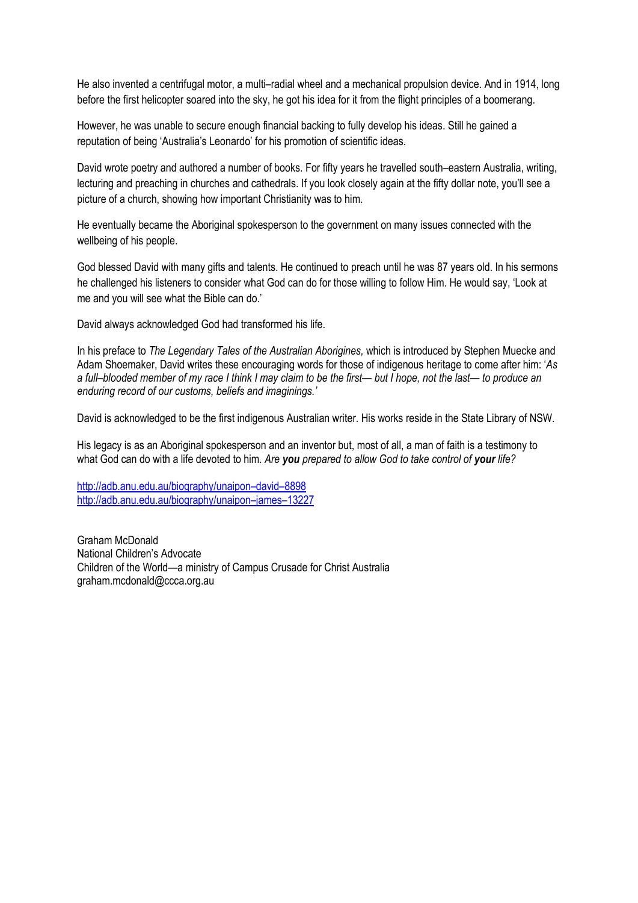He also invented a centrifugal motor, a multi–radial wheel and a mechanical propulsion device. And in 1914, long before the first helicopter soared into the sky, he got his idea for it from the flight principles of a boomerang.

However, he was unable to secure enough financial backing to fully develop his ideas. Still he gained a reputation of being 'Australia's Leonardo' for his promotion of scientific ideas.

David wrote poetry and authored a number of books. For fifty years he travelled south–eastern Australia, writing, lecturing and preaching in churches and cathedrals. If you look closely again at the fifty dollar note, you'll see a picture of a church, showing how important Christianity was to him.

He eventually became the Aboriginal spokesperson to the government on many issues connected with the wellbeing of his people.

God blessed David with many gifts and talents. He continued to preach until he was 87 years old. In his sermons he challenged his listeners to consider what God can do for those willing to follow Him. He would say, 'Look at me and you will see what the Bible can do.'

David always acknowledged God had transformed his life.

In his preface to *The Legendary Tales of the Australian Aborigines,* which is introduced by Stephen Muecke and Adam Shoemaker, David writes these encouraging words for those of indigenous heritage to come after him: '*As a full–blooded member of my race I think I may claim to be the first— but I hope, not the last— to produce an enduring record of our customs, beliefs and imaginings.'*

David is acknowledged to be the first indigenous Australian writer. His works reside in the State Library of NSW.

His legacy is as an Aboriginal spokesperson and an inventor but, most of all, a man of faith is a testimony to what God can do with a life devoted to him. *Are **you** prepared to allow God to take control of **your** life?*

http://adb.anu.edu.au/biography/unaipon–david–8898
http://adb.anu.edu.au/biography/unaipon–james–13227

Graham McDonald
National Children's Advocate
Children of the World—a ministry of Campus Crusade for Christ Australia
graham.mcdonald@ccca.org.au